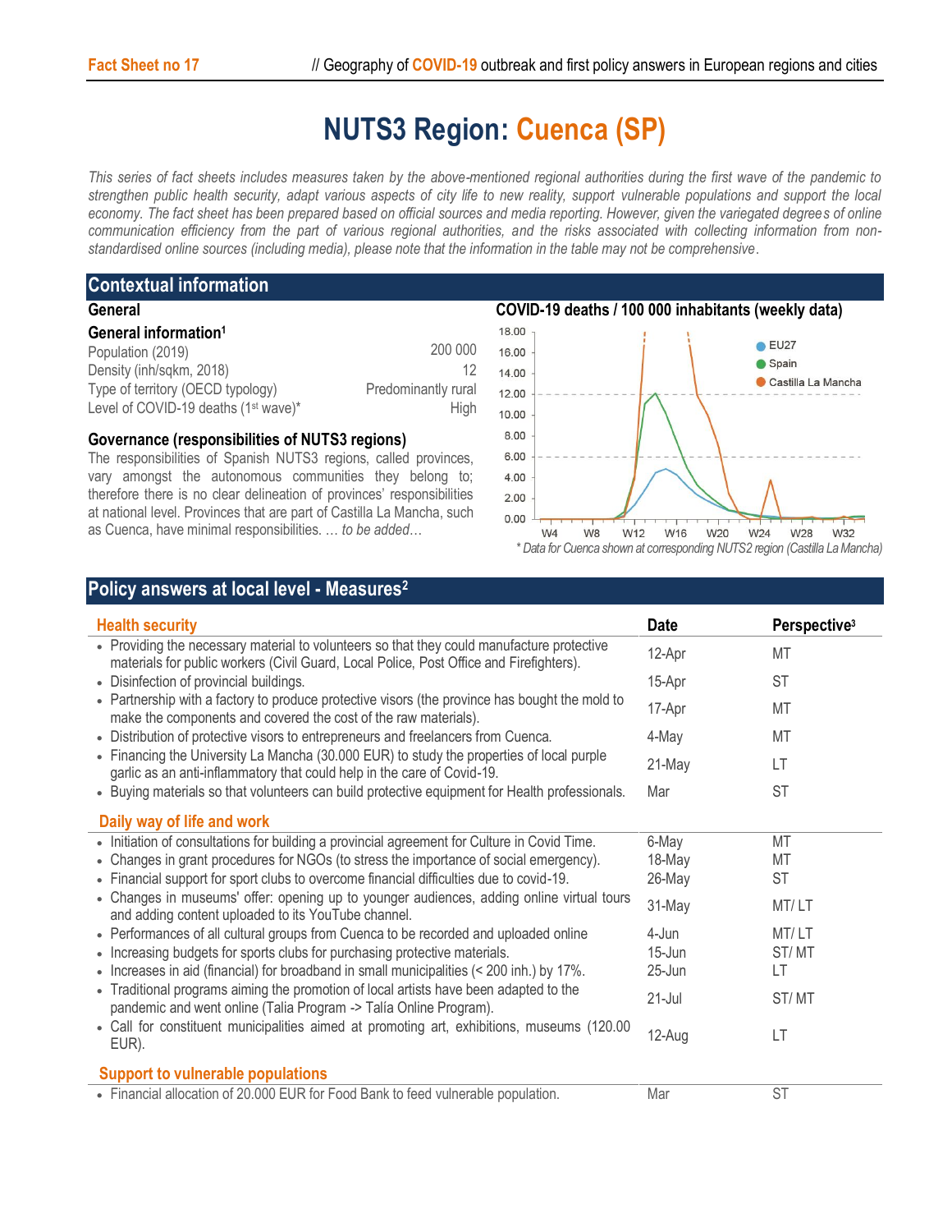# NUTS3 Region: Cuenca (SP)

*This series of fact sheets includes measures taken by the above-mentioned regional authorities during the first wave of the pandemic to strengthen public health security, adapt various aspects of city life to new reality, support vulnerable populations and support the local economy. The fact sheet has been prepared based on official sources and media reporting. However, given the variegated degrees of online communication efficiency from the part of various regional authorities, and the risks associated with collecting information from non-standardised online sources (including media), please note that the information in the table may not be comprehensive.*

## Contextual information

### General

#### General information[1]

| | |
|---|---|
| Population (2019) | 200 000 |
| Density (inh/sqkm, 2018) | 12 |
| Type of territory (OECD typology) | Predominantly rural |
| Level of COVID-19 deaths (1st wave)* | High |

#### Governance (responsibilities of NUTS3 regions)

The responsibilities of Spanish NUTS3 regions, called provinces, vary amongst the autonomous communities they belong to; therefore there is no clear delineation of provinces' responsibilities at national level. Provinces that are part of Castilla La Mancha, such as Cuenca, have minimal responsibilities. … *to be added…*

### COVID-19 deaths / 100 000 inhabitants (weekly data)

*\* Data for Cuenca shown at corresponding NUTS2 region (Castilla La Mancha)*

## Policy answers at local level - Measures[2]

| Health security | Date | Perspective[3] |
|---|---|---|
| • Providing the necessary material to volunteers so that they could manufacture protective materials for public workers (Civil Guard, Local Police, Post Office and Firefighters). | 12-Apr | MT |
| • Disinfection of provincial buildings. | 15-Apr | ST |
| • Partnership with a factory to produce protective visors (the province has bought the mold to make the components and covered the cost of the raw materials). | 17-Apr | MT |
| • Distribution of protective visors to entrepreneurs and freelancers from Cuenca. | 4-May | MT |
| • Financing the University La Mancha (30.000 EUR) to study the properties of local purple garlic as an anti-inflammatory that could help in the care of Covid-19. | 21-May | LT |
| • Buying materials so that volunteers can build protective equipment for Health professionals. | Mar | ST |
| **Daily way of life and work** | | |
| • Initiation of consultations for building a provincial agreement for Culture in Covid Time. | 6-May | MT |
| • Changes in grant procedures for NGOs (to stress the importance of social emergency). | 18-May | MT |
| • Financial support for sport clubs to overcome financial difficulties due to covid-19. | 26-May | ST |
| • Changes in museums' offer: opening up to younger audiences, adding online virtual tours and adding content uploaded to its YouTube channel. | 31-May | MT/ LT |
| • Performances of all cultural groups from Cuenca to be recorded and uploaded online | 4-Jun | MT/ LT |
| • Increasing budgets for sports clubs for purchasing protective materials. | 15-Jun | ST/ MT |
| • Increases in aid (financial) for broadband in small municipalities (< 200 inh.) by 17%. | 25-Jun | LT |
| • Traditional programs aiming the promotion of local artists have been adapted to the pandemic and went online (Talia Program -> Talía Online Program). | 21-Jul | ST/ MT |
| • Call for constituent municipalities aimed at promoting art, exhibitions, museums (120.00 EUR). | 12-Aug | LT |
| **Support to vulnerable populations** | | |
| • Financial allocation of 20.000 EUR for Food Bank to feed vulnerable population. | Mar | ST |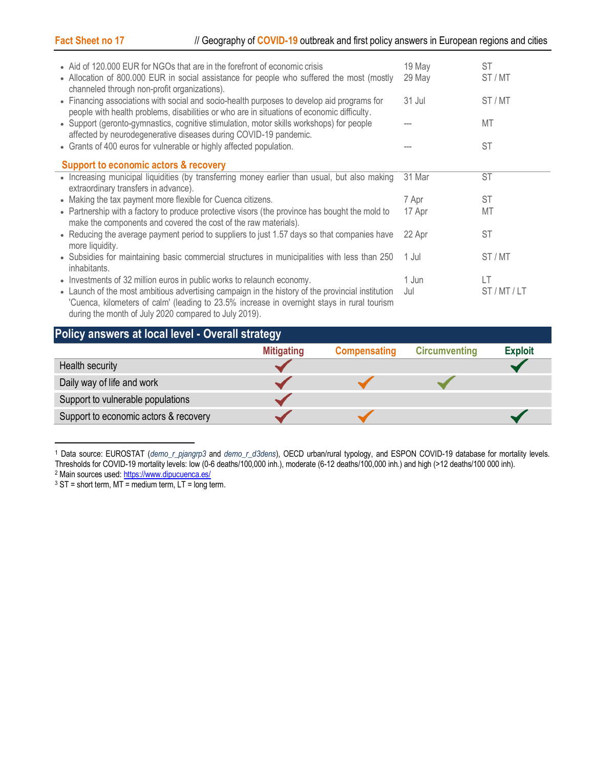| | | |
|---|---|---|
| • Aid of 120.000 EUR for NGOs that are in the forefront of economic crisis | 19 May | ST |
| • Allocation of 800.000 EUR in social assistance for people who suffered the most (mostly channeled through non-profit organizations). | 29 May | ST / MT |
| • Financing associations with social and socio-health purposes to develop aid programs for people with health problems, disabilities or who are in situations of economic difficulty. | 31 Jul | ST / MT |
| • Support (geronto-gymnastics, cognitive stimulation, motor skills workshops) for people affected by neurodegenerative diseases during COVID-19 pandemic. | --- | MT |
| • Grants of 400 euros for vulnerable or highly affected population. | --- | ST |

### Support to economic actors & recovery

| | | |
|---|---|---|
| • Increasing municipal liquidities (by transferring money earlier than usual, but also making extraordinary transfers in advance). | 31 Mar | ST |
| • Making the tax payment more flexible for Cuenca citizens. | 7 Apr | ST |
| • Partnership with a factory to produce protective visors (the province has bought the mold to make the components and covered the cost of the raw materials). | 17 Apr | MT |
| • Reducing the average payment period to suppliers to just 1.57 days so that companies have more liquidity. | 22 Apr | ST |
| • Subsidies for maintaining basic commercial structures in municipalities with less than 250 inhabitants. | 1 Jul | ST / MT |
| • Investments of 32 million euros in public works to relaunch economy. | 1 Jun | LT |
| • Launch of the most ambitious advertising campaign in the history of the provincial institution 'Cuenca, kilometers of calm' (leading to 23.5% increase in overnight stays in rural tourism during the month of July 2020 compared to July 2019). | Jul | ST / MT / LT |

## Policy answers at local level - Overall strategy

| | Mitigating | Compensating | Circumventing | Exploit |
|---|---|---|---|---|
| Health security | ✓ | | | ✓ |
| Daily way of life and work | ✓ | ✓ | ✓ | |
| Support to vulnerable populations | ✓ | | | |
| Support to economic actors & recovery | ✓ | ✓ | | ✓ |

---

[1] Data source: EUROSTAT (*demo_r_pjangrp3* and *demo_r_d3dens*), OECD urban/rural typology, and ESPON COVID-19 database for mortality levels. Thresholds for COVID-19 mortality levels: low (0-6 deaths/100,000 inh.), moderate (6-12 deaths/100,000 inh.) and high (>12 deaths/100 000 inh).

[2] Main sources used: https://www.dipucuenca.es/

[3] ST = short term, MT = medium term, LT = long term.